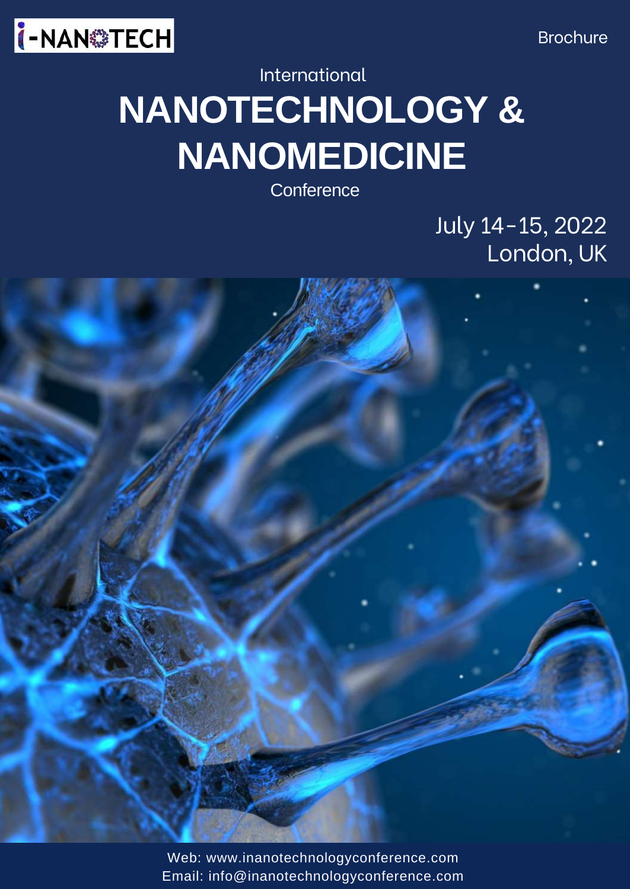I-NANOTECH

Brochure

International

# NANOTECHNOLOGY & NANOMEDICINE

Conference

July 14-15, 2022
London, UK

Web: www.inanotechnologyconference.com
Email: info@inanotechnologyconference.com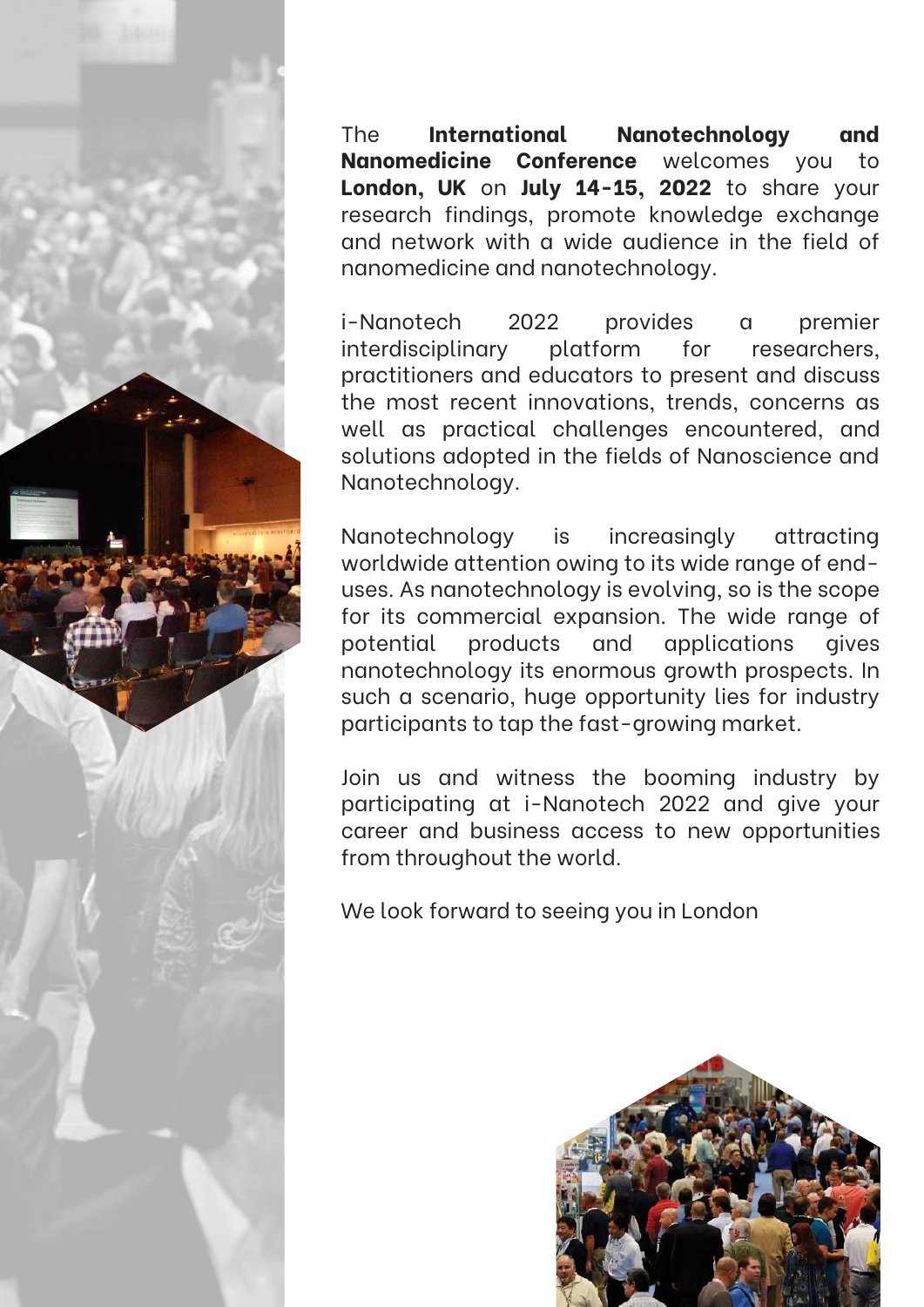The **International Nanotechnology and Nanomedicine Conference** welcomes you to **London, UK** on **July 14-15, 2022** to share your research findings, promote knowledge exchange and network with a wide audience in the field of nanomedicine and nanotechnology.

i-Nanotech 2022 provides a premier interdisciplinary platform for researchers, practitioners and educators to present and discuss the most recent innovations, trends, concerns as well as practical challenges encountered, and solutions adopted in the fields of Nanoscience and Nanotechnology.

Nanotechnology is increasingly attracting worldwide attention owing to its wide range of end-uses. As nanotechnology is evolving, so is the scope for its commercial expansion. The wide range of potential products and applications gives nanotechnology its enormous growth prospects. In such a scenario, huge opportunity lies for industry participants to tap the fast-growing market.

Join us and witness the booming industry by participating at i-Nanotech 2022 and give your career and business access to new opportunities from throughout the world.

We look forward to seeing you in London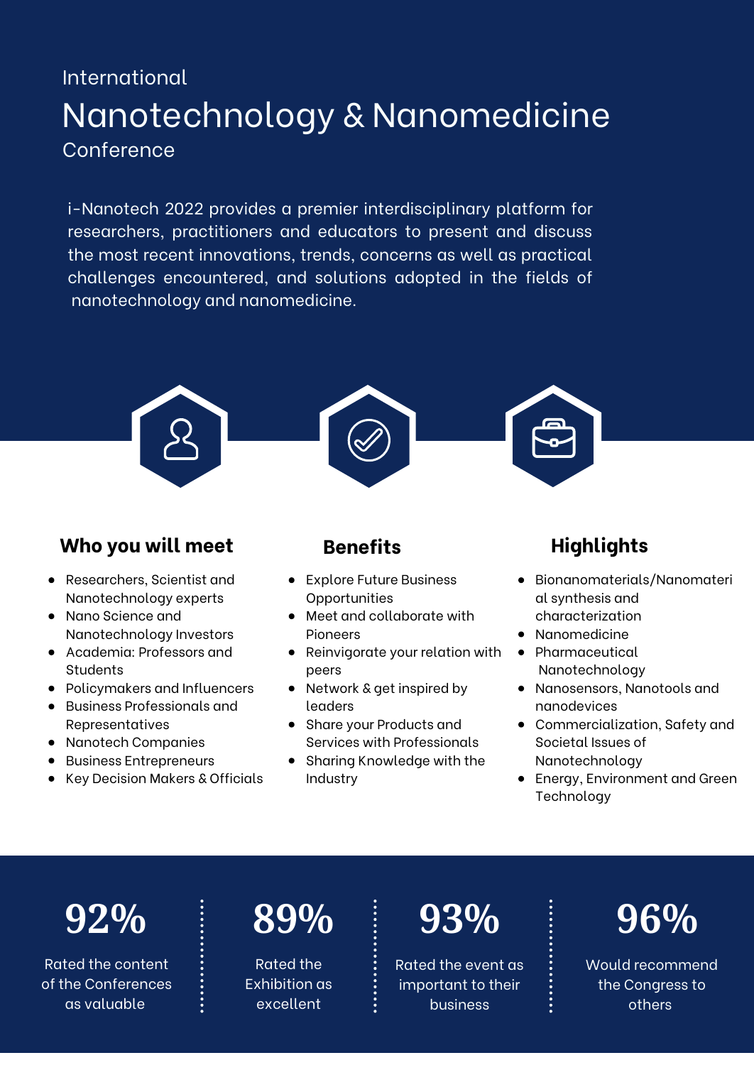International

# Nanotechnology & Nanomedicine

Conference

i-Nanotech 2022 provides a premier interdisciplinary platform for researchers, practitioners and educators to present and discuss the most recent innovations, trends, concerns as well as practical challenges encountered, and solutions adopted in the fields of nanotechnology and nanomedicine.

## Who you will meet

- Researchers, Scientist and Nanotechnology experts
- Nano Science and Nanotechnology Investors
- Academia: Professors and Students
- Policymakers and Influencers
- Business Professionals and Representatives
- Nanotech Companies
- Business Entrepreneurs
- Key Decision Makers & Officials

## Benefits

- Explore Future Business Opportunities
- Meet and collaborate with Pioneers
- Reinvigorate your relation with peers
- Network & get inspired by leaders
- Share your Products and Services with Professionals
- Sharing Knowledge with the Industry

## Highlights

- Bionanomaterials/Nanomaterial synthesis and characterization
- Nanomedicine
- Pharmaceutical Nanotechnology
- Nanosensors, Nanotools and nanodevices
- Commercialization, Safety and Societal Issues of Nanotechnology
- Energy, Environment and Green Technology

**92%**

Rated the content of the Conferences as valuable

**89%**

Rated the Exhibition as excellent

**93%**

Rated the event as important to their business

**96%**

Would recommend the Congress to others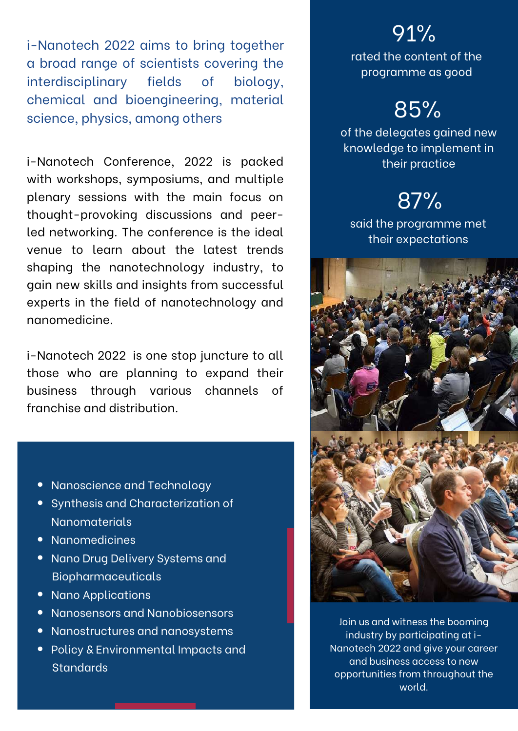i-Nanotech 2022 aims to bring together a broad range of scientists covering the interdisciplinary fields of biology, chemical and bioengineering, material science, physics, among others

i-Nanotech Conference, 2022 is packed with workshops, symposiums, and multiple plenary sessions with the main focus on thought-provoking discussions and peer-led networking. The conference is the ideal venue to learn about the latest trends shaping the nanotechnology industry, to gain new skills and insights from successful experts in the field of nanotechnology and nanomedicine.

i-Nanotech 2022 is one stop juncture to all those who are planning to expand their business through various channels of franchise and distribution.

- Nanoscience and Technology
- Synthesis and Characterization of Nanomaterials
- Nanomedicines
- Nano Drug Delivery Systems and Biopharmaceuticals
- Nano Applications
- Nanosensors and Nanobiosensors
- Nanostructures and nanosystems
- Policy & Environmental Impacts and Standards

91%

rated the content of the programme as good

85%

of the delegates gained new knowledge to implement in their practice

87%

said the programme met their expectations

Join us and witness the booming industry by participating at i-Nanotech 2022 and give your career and business access to new opportunities from throughout the world.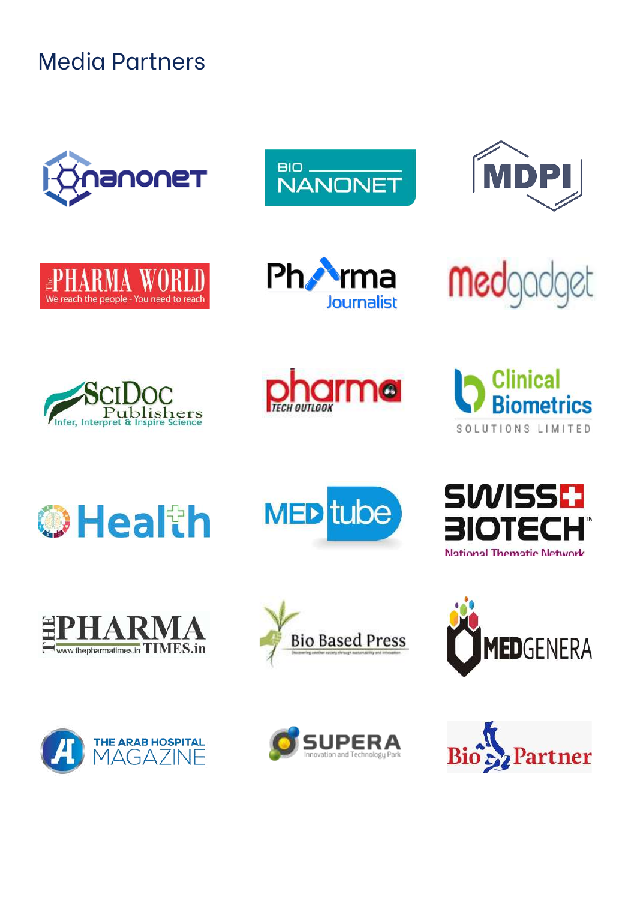# Media Partners

Nanonet

BIO NANONET

MDPI

The PHARMA WORLD
We reach the people - You need to reach

Pharma Journalist

Medgadget

SciDoc Publishers
Infer, Interpret & Inspire Science

pharma TECH OUTLOOK

Clinical Biometrics
SOLUTIONS LIMITED

Health

MED tube

SWISS BIOTECH™
National Thematic Network

THE PHARMA TIMES.in
www.thepharmatimes.in

Bio Based Press

MEDGENERA

THE ARAB HOSPITAL MAGAZINE

SUPERA
Innovation and Technology Park

Bio Partner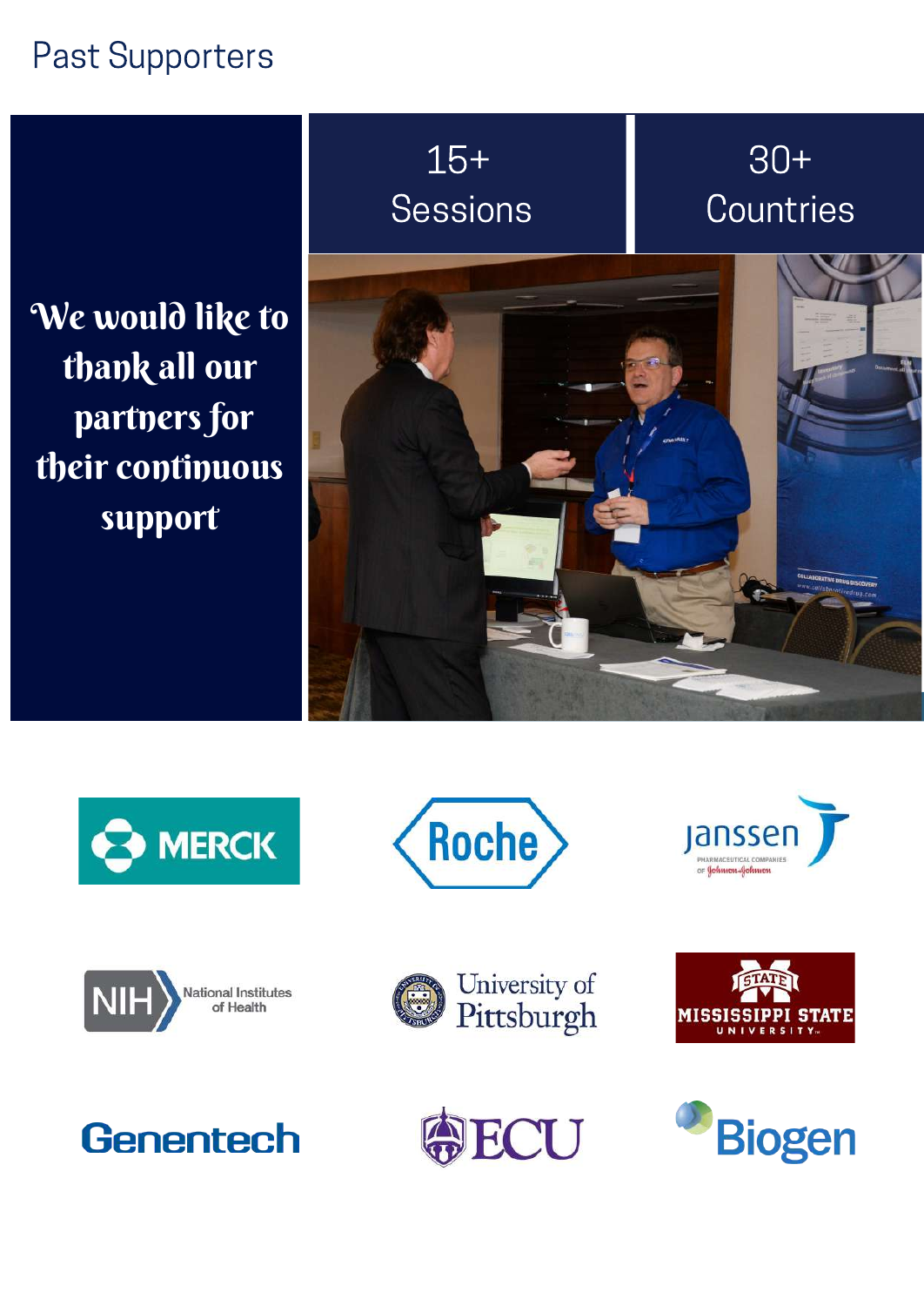# Past Supporters

We would like to thank all our partners for their continuous support

15+
Sessions

30+
Countries

MERCK

Roche

Janssen PHARMACEUTICAL COMPANIES OF Johnson & Johnson

NIH National Institutes of Health

University of Pittsburgh

MISSISSIPPI STATE UNIVERSITY

Genentech

ECU

Biogen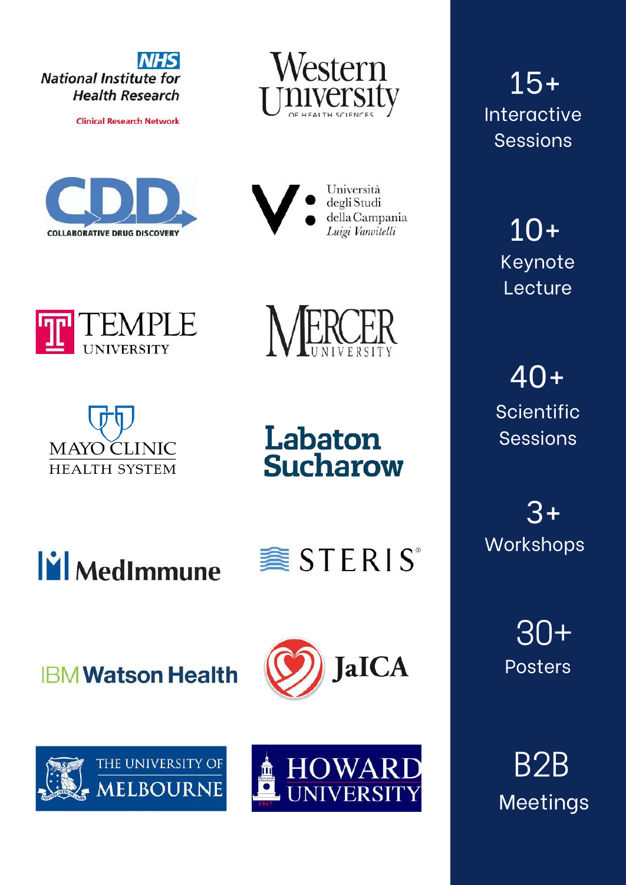NHS National Institute for Health Research
Clinical Research Network

Western University OF HEALTH SCIENCES

CDD COLLABORATIVE DRUG DISCOVERY

Università degli Studi della Campania *Luigi Vanvitelli*

TEMPLE UNIVERSITY

MERCER UNIVERSITY

MAYO CLINIC HEALTH SYSTEM

Labaton Sucharow

MedImmune

STERIS®

IBM Watson Health

JaICA

THE UNIVERSITY OF MELBOURNE

HOWARD UNIVERSITY

15+
Interactive Sessions

10+
Keynote Lecture

40+
Scientific Sessions

3+
Workshops

30+
Posters

B2B
Meetings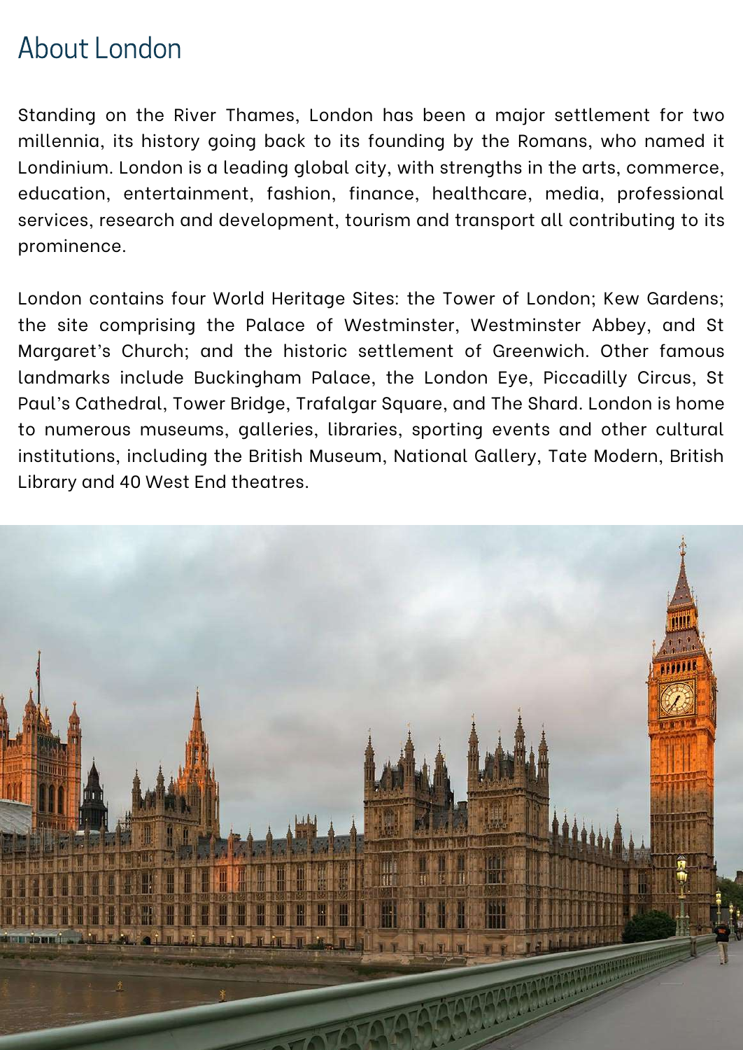# About London

Standing on the River Thames, London has been a major settlement for two millennia, its history going back to its founding by the Romans, who named it Londinium. London is a leading global city, with strengths in the arts, commerce, education, entertainment, fashion, finance, healthcare, media, professional services, research and development, tourism and transport all contributing to its prominence.

London contains four World Heritage Sites: the Tower of London; Kew Gardens; the site comprising the Palace of Westminster, Westminster Abbey, and St Margaret's Church; and the historic settlement of Greenwich. Other famous landmarks include Buckingham Palace, the London Eye, Piccadilly Circus, St Paul's Cathedral, Tower Bridge, Trafalgar Square, and The Shard. London is home to numerous museums, galleries, libraries, sporting events and other cultural institutions, including the British Museum, National Gallery, Tate Modern, British Library and 40 West End theatres.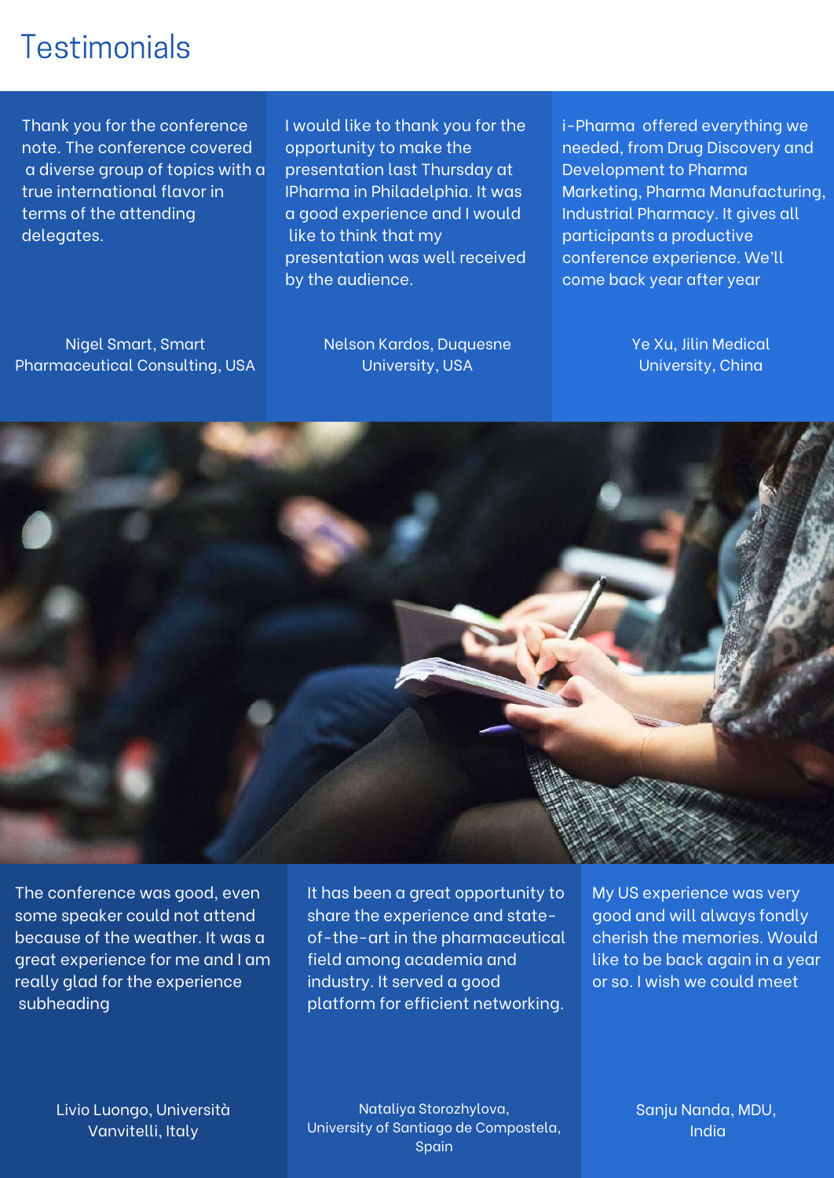# Testimonials

Thank you for the conference note. The conference covered a diverse group of topics with a true international flavor in terms of the attending delegates.

Nigel Smart, Smart Pharmaceutical Consulting, USA

I would like to thank you for the opportunity to make the presentation last Thursday at IPharma in Philadelphia. It was a good experience and I would like to think that my presentation was well received by the audience.

Nelson Kardos, Duquesne University, USA

i-Pharma offered everything we needed, from Drug Discovery and Development to Pharma Marketing, Pharma Manufacturing, Industrial Pharmacy. It gives all participants a productive conference experience. We'll come back year after year

Ye Xu, Jilin Medical University, China

The conference was good, even some speaker could not attend because of the weather. It was a great experience for me and I am really glad for the experience subheading

Livio Luongo, Università Vanvitelli, Italy

It has been a great opportunity to share the experience and state-of-the-art in the pharmaceutical field among academia and industry. It served a good platform for efficient networking.

Nataliya Storozhylova, University of Santiago de Compostela, Spain

My US experience was very good and will always fondly cherish the memories. Would like to be back again in a year or so. I wish we could meet

Sanju Nanda, MDU, India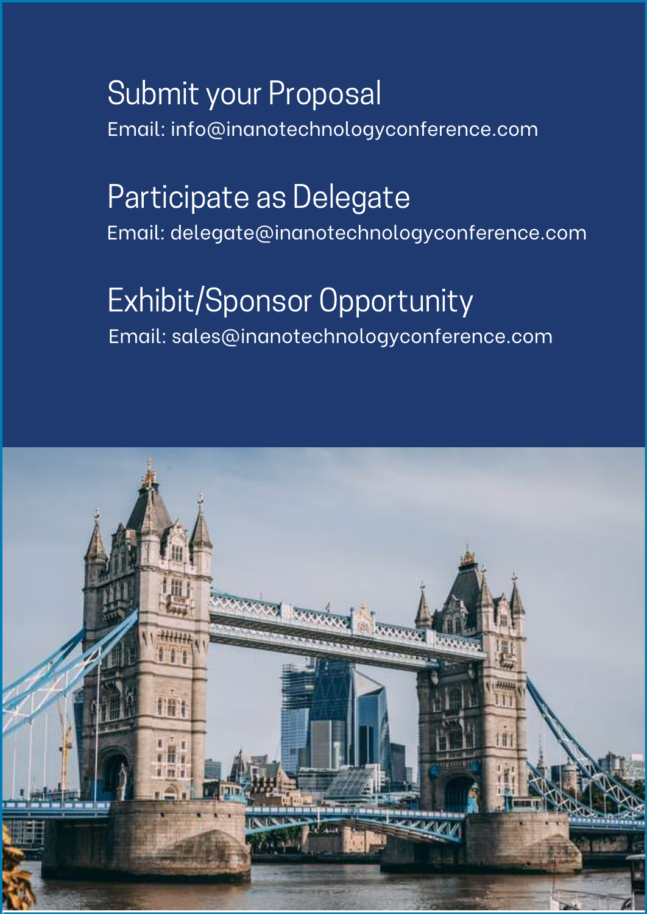## Submit your Proposal

Email: info@inanotechnologyconference.com

## Participate as Delegate

Email: delegate@inanotechnologyconference.com

## Exhibit/Sponsor Opportunity

Email: sales@inanotechnologyconference.com